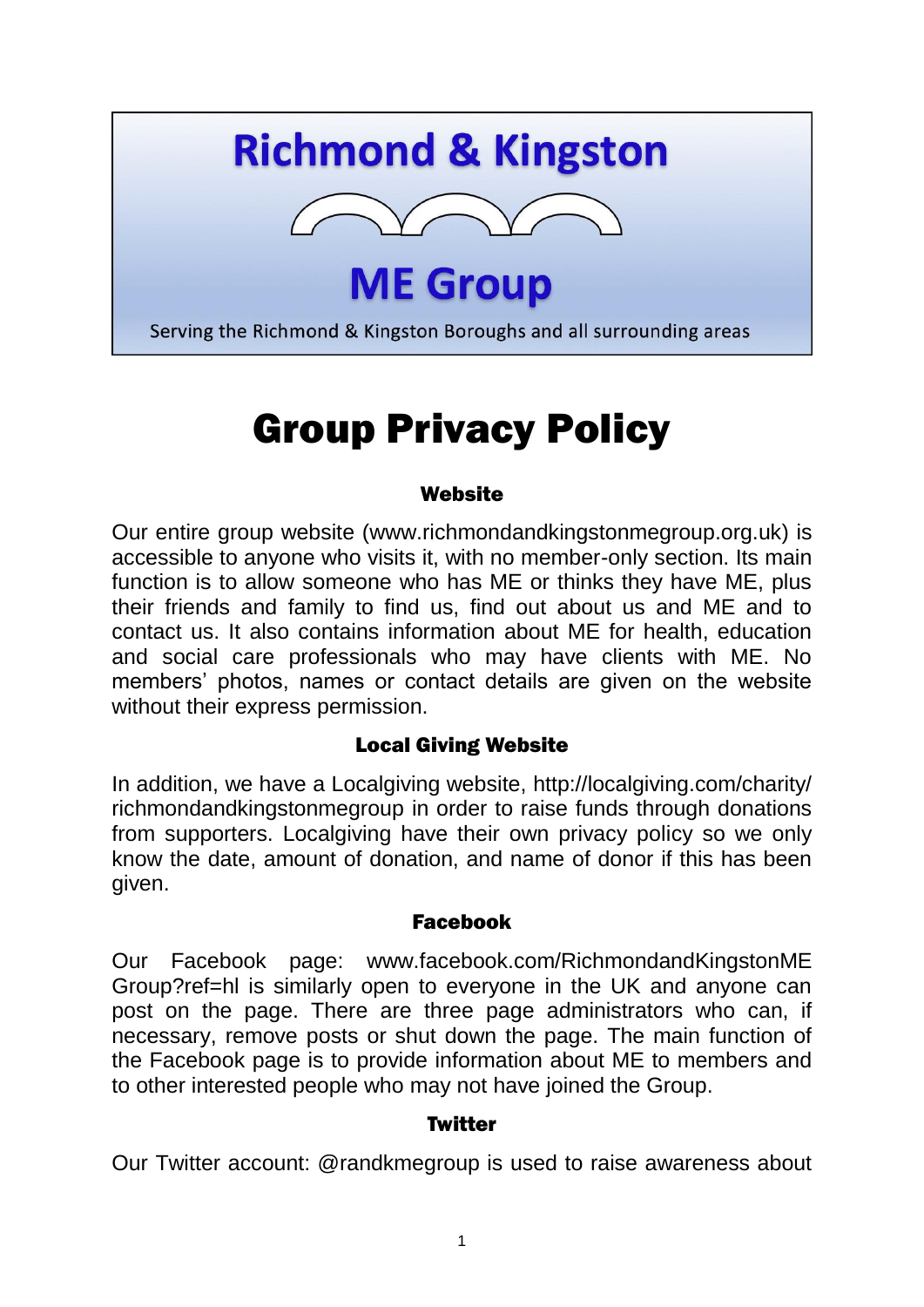**Richmond & Kingston**

**ME Group**

Serving the Richmond & Kingston Boroughs and all surrounding areas

# Group Privacy Policy

### Website

Our entire group website (www.richmondandkingstonmegroup.org.uk) is accessible to anyone who visits it, with no member-only section. Its main function is to allow someone who has ME or thinks they have ME, plus their friends and family to find us, find out about us and ME and to contact us. It also contains information about ME for health, education and social care professionals who may have clients with ME. No members' photos, names or contact details are given on the website without their express permission.

### Local Giving Website

In addition, we have a Localgiving website, http://localgiving.com/charity/richmondandkingstonmegroup in order to raise funds through donations from supporters. Localgiving have their own privacy policy so we only know the date, amount of donation, and name of donor if this has been given.

### Facebook

Our Facebook page: www.facebook.com/RichmondandKingstonMEGroup?ref=hl is similarly open to everyone in the UK and anyone can post on the page. There are three page administrators who can, if necessary, remove posts or shut down the page. The main function of the Facebook page is to provide information about ME to members and to other interested people who may not have joined the Group.

### Twitter

Our Twitter account: @randkmegroup is used to raise awareness about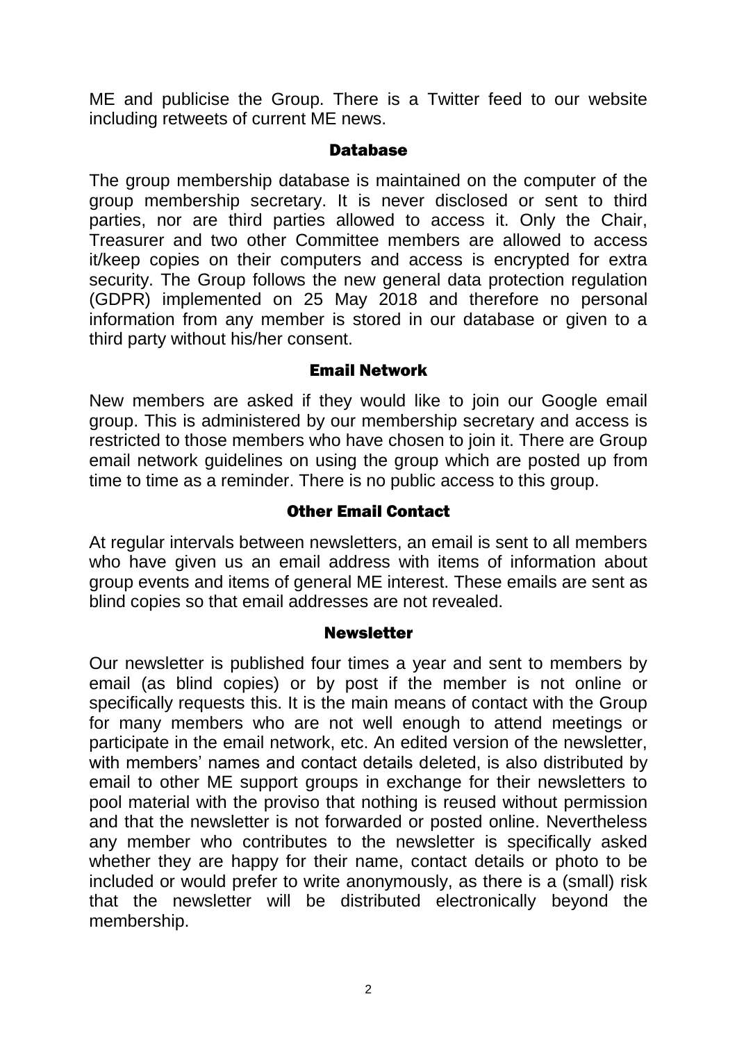ME and publicise the Group. There is a Twitter feed to our website including retweets of current ME news.

## Database

The group membership database is maintained on the computer of the group membership secretary. It is never disclosed or sent to third parties, nor are third parties allowed to access it. Only the Chair, Treasurer and two other Committee members are allowed to access it/keep copies on their computers and access is encrypted for extra security. The Group follows the new general data protection regulation (GDPR) implemented on 25 May 2018 and therefore no personal information from any member is stored in our database or given to a third party without his/her consent.

## Email Network

New members are asked if they would like to join our Google email group. This is administered by our membership secretary and access is restricted to those members who have chosen to join it. There are Group email network guidelines on using the group which are posted up from time to time as a reminder. There is no public access to this group.

## Other Email Contact

At regular intervals between newsletters, an email is sent to all members who have given us an email address with items of information about group events and items of general ME interest. These emails are sent as blind copies so that email addresses are not revealed.

## Newsletter

Our newsletter is published four times a year and sent to members by email (as blind copies) or by post if the member is not online or specifically requests this. It is the main means of contact with the Group for many members who are not well enough to attend meetings or participate in the email network, etc. An edited version of the newsletter, with members' names and contact details deleted, is also distributed by email to other ME support groups in exchange for their newsletters to pool material with the proviso that nothing is reused without permission and that the newsletter is not forwarded or posted online. Nevertheless any member who contributes to the newsletter is specifically asked whether they are happy for their name, contact details or photo to be included or would prefer to write anonymously, as there is a (small) risk that the newsletter will be distributed electronically beyond the membership.